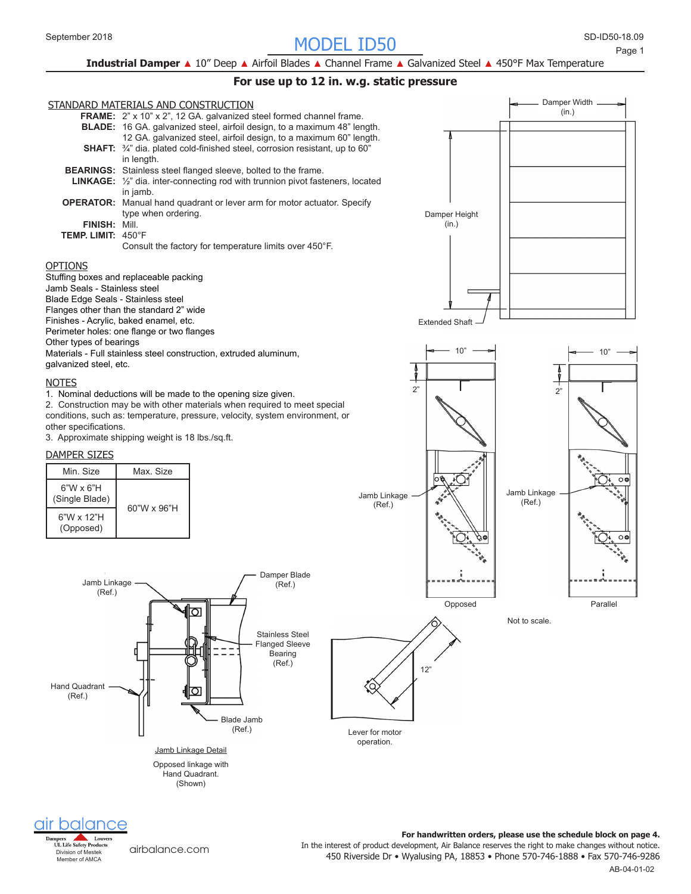September 2018

# MODEL ID50

**Industrial Damper** ▲ 10" Deep ▲ Airfoil Blades ▲ Channel Frame ▲ Galvanized Steel ▲ 450°F Max Temperature

**For use up to 12 in. w.g. static pressure**

## STANDARD MATERIALS AND CONSTRUCTION

**FRAME:** 2" x 10" x 2", 12 GA. galvanized steel formed channel frame.

**BLADE:** 16 GA. galvanized steel, airfoil design, to a maximum 48" length. 12 GA. galvanized steel, airfoil design, to a maximum 60" length.

**SHAFT:** ¾" dia. plated cold-finished steel, corrosion resistant, up to 60" in length.

**BEARINGS:** Stainless steel flanged sleeve, bolted to the frame.

**LINKAGE:** ½" dia. inter-connecting rod with trunnion pivot fasteners, located in jamb.

**OPERATOR:** Manual hand quadrant or lever arm for motor actuator. Specify type when ordering.

**FINISH:** Mill.

**TEMP. LIMIT:** 450°F
Consult the factory for temperature limits over 450°F.

## OPTIONS

Stuffing boxes and replaceable packing
Jamb Seals - Stainless steel
Blade Edge Seals - Stainless steel
Flanges other than the standard 2" wide
Finishes - Acrylic, baked enamel, etc.
Perimeter holes: one flange or two flanges
Other types of bearings
Materials - Full stainless steel construction, extruded aluminum, galvanized steel, etc.

## NOTES

1. Nominal deductions will be made to the opening size given.
2. Construction may be with other materials when required to meet special conditions, such as: temperature, pressure, velocity, system environment, or other specifications.
3. Approximate shipping weight is 18 lbs./sq.ft.

## DAMPER SIZES

| Min. Size | Max. Size |
|---|---|
| 6"W x 6"H (Single Blade) | 60"W x 96"H |
| 6"W x 12"H (Opposed) | |

Damper Width (in.)
Damper Height (in.)
Extended Shaft

10" 10"
2" 2"
Jamb Linkage (Ref.)
Jamb Linkage (Ref.)
Opposed
Parallel

Not to scale.

Jamb Linkage (Ref.)
Damper Blade (Ref.)
Stainless Steel Flanged Sleeve Bearing (Ref.)
Hand Quadrant (Ref.)
Blade Jamb (Ref.)

Jamb Linkage Detail
Opposed linkage with Hand Quadrant. (Shown)

12"
Lever for motor operation.

air balance
Dampers Louvers
UL Life Safety Products
Division of Mestek
Member of AMCA

airbalance.com

**For handwritten orders, please use the schedule block on page 4.**
In the interest of product development, Air Balance reserves the right to make changes without notice.
450 Riverside Dr • Wyalusing PA, 18853 • Phone 570-746-1888 • Fax 570-746-9286
AB-04-01-02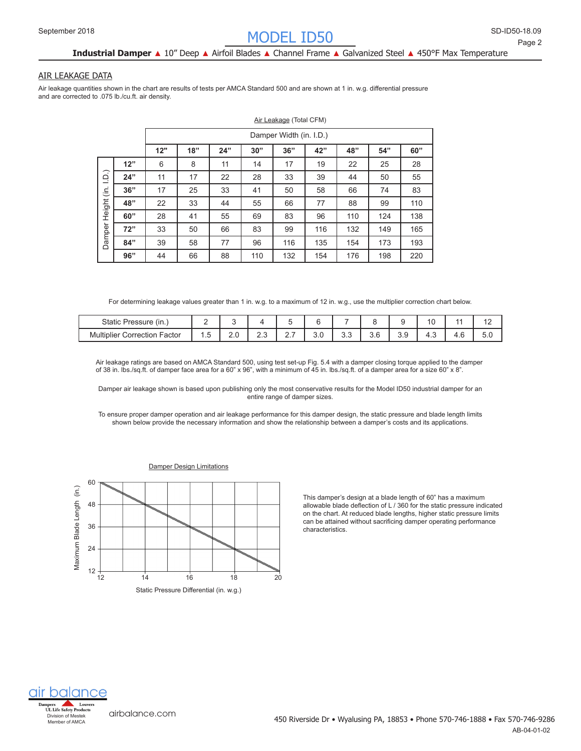## AIR LEAKAGE DATA

Air leakage quantities shown in the chart are results of tests per AMCA Standard 500 and are shown at 1 in. w.g. differential pressure and are corrected to .075 lb./cu.ft. air density.

Air Leakage (Total CFM)

| Damper Height (in. I.D.) | Damper Width (in. I.D.) | | | | | | | | |
|---|---|---|---|---|---|---|---|---|---|
| | 12" | 18" | 24" | 30" | 36" | 42" | 48" | 54" | 60" |
| 12" | 6 | 8 | 11 | 14 | 17 | 19 | 22 | 25 | 28 |
| 24" | 11 | 17 | 22 | 28 | 33 | 39 | 44 | 50 | 55 |
| 36" | 17 | 25 | 33 | 41 | 50 | 58 | 66 | 74 | 83 |
| 48" | 22 | 33 | 44 | 55 | 66 | 77 | 88 | 99 | 110 |
| 60" | 28 | 41 | 55 | 69 | 83 | 96 | 110 | 124 | 138 |
| 72" | 33 | 50 | 66 | 83 | 99 | 116 | 132 | 149 | 165 |
| 84" | 39 | 58 | 77 | 96 | 116 | 135 | 154 | 173 | 193 |
| 96" | 44 | 66 | 88 | 110 | 132 | 154 | 176 | 198 | 220 |

For determining leakage values greater than 1 in. w.g. to a maximum of 12 in. w.g., use the multiplier correction chart below.

| Static Pressure (in.) | 2 | 3 | 4 | 5 | 6 | 7 | 8 | 9 | 10 | 11 | 12 |
|---|---|---|---|---|---|---|---|---|---|---|---|
| Multiplier Correction Factor | 1.5 | 2.0 | 2.3 | 2.7 | 3.0 | 3.3 | 3.6 | 3.9 | 4.3 | 4.6 | 5.0 |

Air leakage ratings are based on AMCA Standard 500, using test set-up Fig. 5.4 with a damper closing torque applied to the damper of 38 in. lbs./sq.ft. of damper face area for a 60" x 96", with a minimum of 45 in. lbs./sq.ft. of a damper area for a size 60" x 8".

Damper air leakage shown is based upon publishing only the most conservative results for the Model ID50 industrial damper for an entire range of damper sizes.

To ensure proper damper operation and air leakage performance for this damper design, the static pressure and blade length limits shown below provide the necessary information and show the relationship between a damper's costs and its applications.

Damper Design Limitations

| Static Pressure Differential (in. w.g.) | Maximum Blade Length (in.) |
|---|---|
| 12 | 60 |
| 14 | 48 |
| 16 | 36 |
| 18 | 24 |
| 20 | 12 |

This damper's design at a blade length of 60" has a maximum allowable blade deflection of L / 360 for the static pressure indicated on the chart. At reduced blade lengths, higher static pressure limits can be attained without sacrificing damper operating performance characteristics.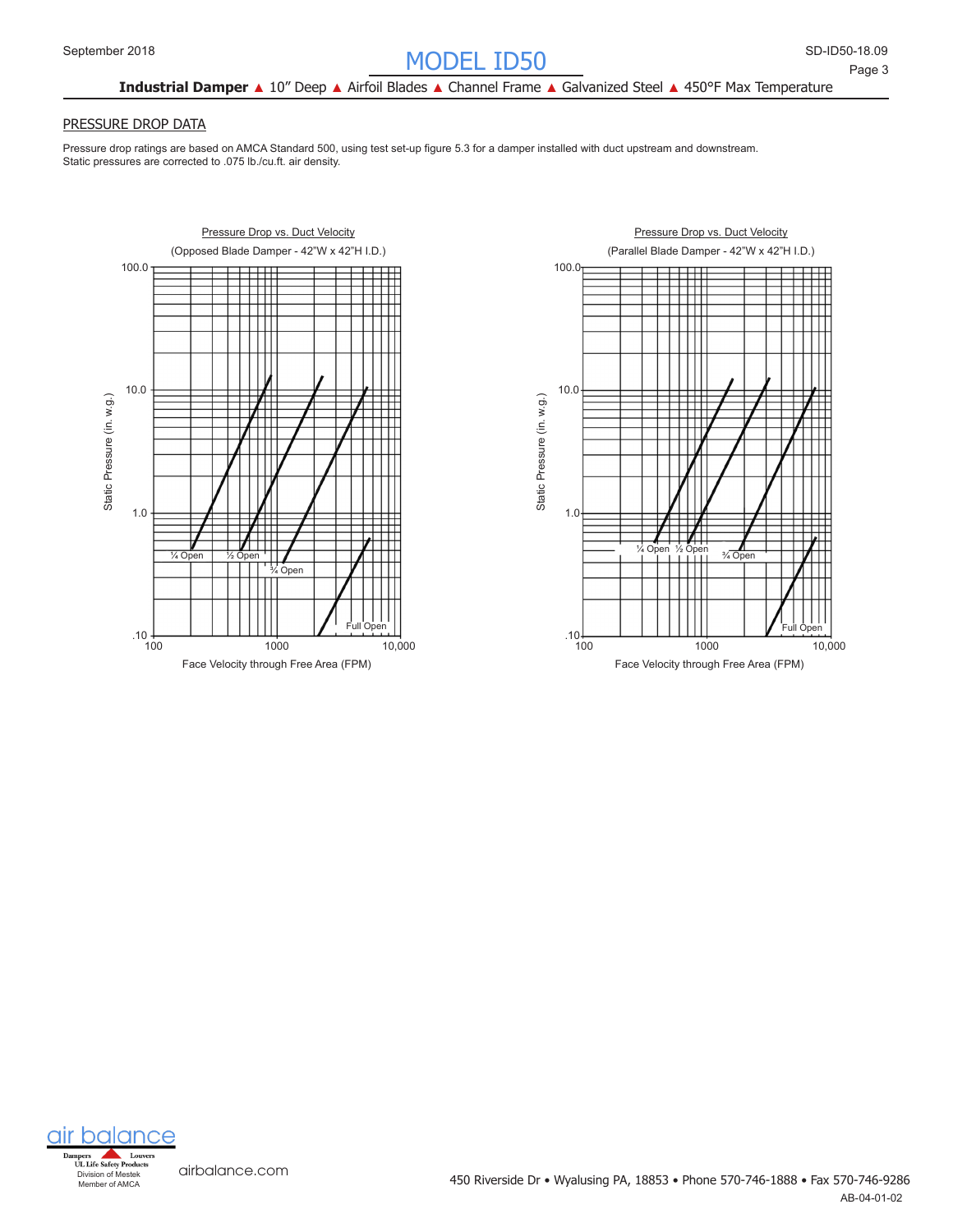# MODEL ID50

**Industrial Damper** ▲ 10" Deep ▲ Airfoil Blades ▲ Channel Frame ▲ Galvanized Steel ▲ 450°F Max Temperature

## PRESSURE DROP DATA

Pressure drop ratings are based on AMCA Standard 500, using test set-up figure 5.3 for a damper installed with duct upstream and downstream.
Static pressures are corrected to .075 lb./cu.ft. air density.

Pressure Drop vs. Duct Velocity
(Opposed Blade Damper - 42"W x 42"H I.D.)

Static Pressure (in. w.g.)
100.0
10.0
1.0
.10

¼ Open
½ Open
¾ Open
Full Open

100
1000
10,000
Face Velocity through Free Area (FPM)

Pressure Drop vs. Duct Velocity
(Parallel Blade Damper - 42"W x 42"H I.D.)

Static Pressure (in. w.g.)
100.0
10.0
1.0
.10

¼ Open
½ Open
¾ Open
Full Open

100
1000
10,000
Face Velocity through Free Area (FPM)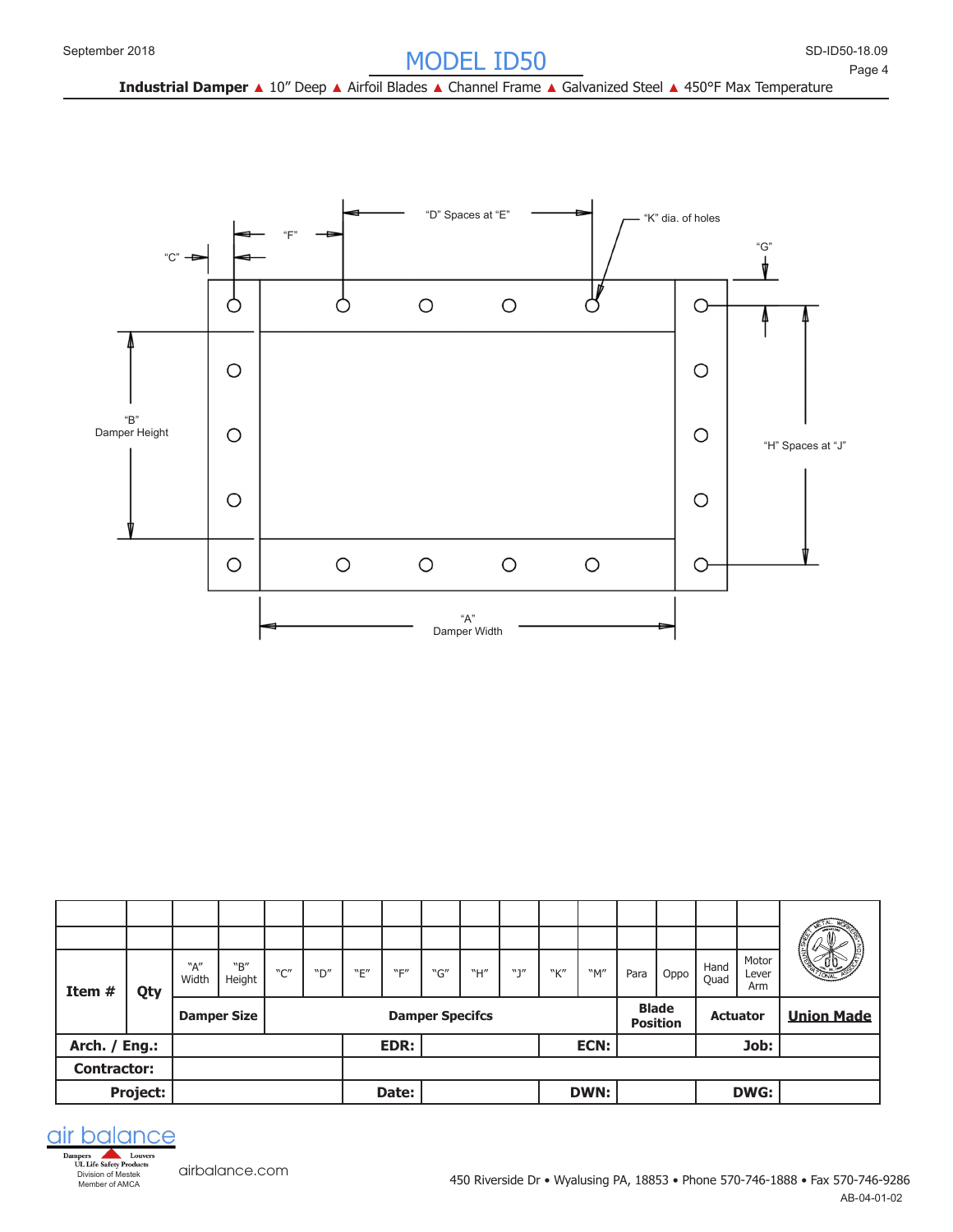# MODEL ID50

**Industrial Damper** ▲ 10" Deep ▲ Airfoil Blades ▲ Channel Frame ▲ Galvanized Steel ▲ 450°F Max Temperature

"D" Spaces at "E"

"K" dia. of holes

"F"

"C"

"G"

"B"
Damper Height

"H" Spaces at "J"

"A"
Damper Width

| | | | | | | | | | | | | | | | | | |
|---|---|---|---|---|---|---|---|---|---|---|---|---|---|---|---|---|---|
| | | | | | | | | | | | | | | | | | |
| | | | | | | | | | | | | | | | | | |
| **Item #** | **Qty** | "A" Width | "B" Height | "C" | "D" | "E" | "F" | "G" | "H" | "J" | "K" | "M" | Para | Oppo | Hand Quad | Motor Lever Arm | |
| | | **Damper Size** | | **Damper Specifcs** | | | | | | | | | **Blade Position** | | **Actuator** | | **Union Made** |
| **Arch. / Eng.:** | | | | **EDR:** | | | **ECN:** | | | | **Job:** | | | | | | |
| **Contractor:** | | | | | | | | | | | | | | | | | |
| **Project:** | | | | **Date:** | | | **DWN:** | | | | **DWG:** | | | | | | |

air balance
Dampers Louvers
UL Life Safety Products
Division of Mestek
Member of AMCA

airbalance.com

450 Riverside Dr • Wyalusing PA, 18853 • Phone 570-746-1888 • Fax 570-746-9286

AB-04-01-02